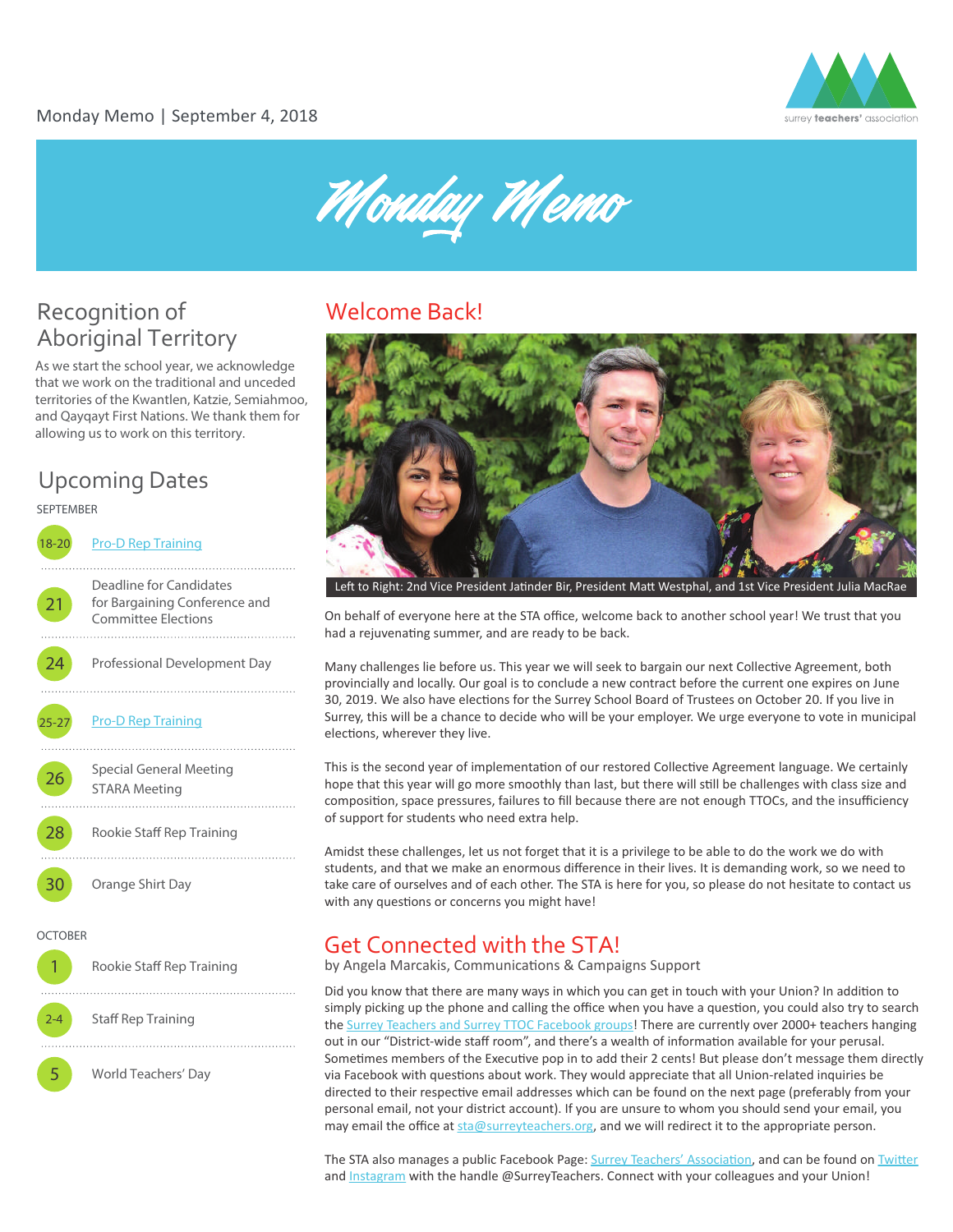Monday Memo | September 4, 2018

# Monday Memo

## Recognition of Aboriginal Territory

As we start the school year, we acknowledge that we work on the traditional and unceded territories of the Kwantlen, Katzie, Semiahmoo, and Qayqayt First Nations. We thank them for allowing us to work on this territory.

## Upcoming Dates

SEPTEMBER

- **18-20** [Pro-D Rep Training]()
- **21** Deadline for Candidates for Bargaining Conference and Committee Elections
- **24** Professional Development Day
- **25-27** [Pro-D Rep Training]()
- **26** Special General Meeting STARA Meeting
- **28** Rookie Staff Rep Training
- **30** Orange Shirt Day

OCTOBER

- **1** Rookie Staff Rep Training
- **2-4** Staff Rep Training
- **5** World Teachers' Day

## Welcome Back!

Left to Right: 2nd Vice President Jatinder Bir, President Matt Westphal, and 1st Vice President Julia MacRae

On behalf of everyone here at the STA office, welcome back to another school year! We trust that you had a rejuvenating summer, and are ready to be back.

Many challenges lie before us. This year we will seek to bargain our next Collective Agreement, both provincially and locally. Our goal is to conclude a new contract before the current one expires on June 30, 2019. We also have elections for the Surrey School Board of Trustees on October 20. If you live in Surrey, this will be a chance to decide who will be your employer. We urge everyone to vote in municipal elections, wherever they live.

This is the second year of implementation of our restored Collective Agreement language. We certainly hope that this year will go more smoothly than last, but there will still be challenges with class size and composition, space pressures, failures to fill because there are not enough TTOCs, and the insufficiency of support for students who need extra help.

Amidst these challenges, let us not forget that it is a privilege to be able to do the work we do with students, and that we make an enormous difference in their lives. It is demanding work, so we need to take care of ourselves and of each other. The STA is here for you, so please do not hesitate to contact us with any questions or concerns you might have!

## Get Connected with the STA!

by Angela Marcakis, Communications & Campaigns Support

Did you know that there are many ways in which you can get in touch with your Union? In addition to simply picking up the phone and calling the office when you have a question, you could also try to search the [Surrey Teachers and Surrey TTOC Facebook groups]()! There are currently over 2000+ teachers hanging out in our "District-wide staff room", and there's a wealth of information available for your perusal. Sometimes members of the Executive pop in to add their 2 cents! But please don't message them directly via Facebook with questions about work. They would appreciate that all Union-related inquiries be directed to their respective email addresses which can be found on the next page (preferably from your personal email, not your district account). If you are unsure to whom you should send your email, you may email the office at [sta@surreyteachers.org](), and we will redirect it to the appropriate person.

The STA also manages a public Facebook Page: [Surrey Teachers' Association](), and can be found on [Twitter]() and [Instagram]() with the handle @SurreyTeachers. Connect with your colleagues and your Union!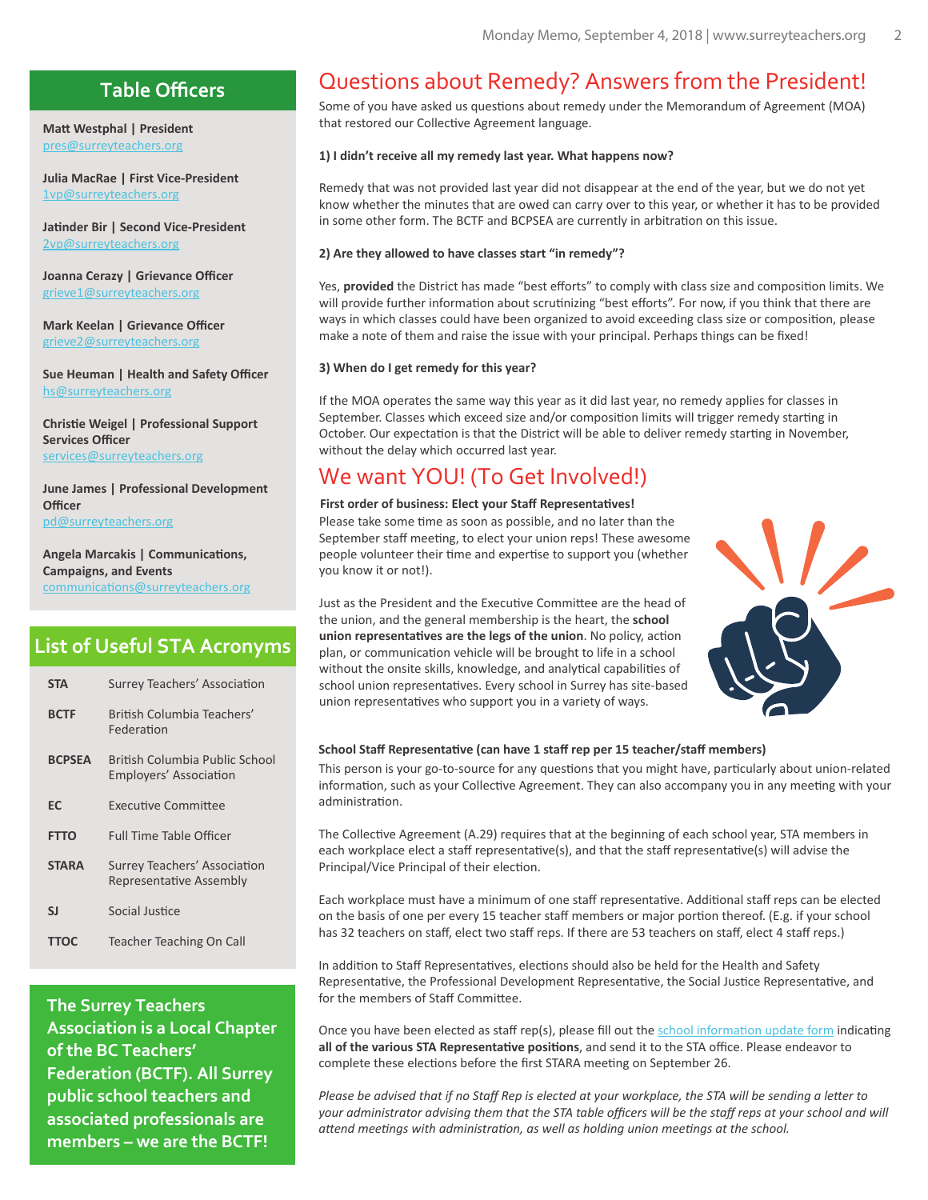## Table Officers

**Matt Westphal | President**
pres@surreyteachers.org

**Julia MacRae | First Vice-President**
1vp@surreyteachers.org

**Jatinder Bir | Second Vice-President**
2vp@surreyteachers.org

**Joanna Cerazy | Grievance Officer**
grieve1@surreyteachers.org

**Mark Keelan | Grievance Officer**
grieve2@surreyteachers.org

**Sue Heuman | Health and Safety Officer**
hs@surreyteachers.org

**Christie Weigel | Professional Support Services Officer**
services@surreyteachers.org

**June James | Professional Development Officer**
pd@surreyteachers.org

**Angela Marcakis | Communications, Campaigns, and Events**
communications@surreyteachers.org

## List of Useful STA Acronyms

| | |
|---|---|
| **STA** | Surrey Teachers' Association |
| **BCTF** | British Columbia Teachers' Federation |
| **BCPSEA** | British Columbia Public School Employers' Association |
| **EC** | Executive Committee |
| **FTTO** | Full Time Table Officer |
| **STARA** | Surrey Teachers' Association Representative Assembly |
| **SJ** | Social Justice |
| **TTOC** | Teacher Teaching On Call |

**The Surrey Teachers Association is a Local Chapter of the BC Teachers' Federation (BCTF). All Surrey public school teachers and associated professionals are members – we are the BCTF!**

# Questions about Remedy? Answers from the President!

Some of you have asked us questions about remedy under the Memorandum of Agreement (MOA) that restored our Collective Agreement language.

**1) I didn't receive all my remedy last year. What happens now?**

Remedy that was not provided last year did not disappear at the end of the year, but we do not yet know whether the minutes that are owed can carry over to this year, or whether it has to be provided in some other form. The BCTF and BCPSEA are currently in arbitration on this issue.

**2) Are they allowed to have classes start "in remedy"?**

Yes, **provided** the District has made "best efforts" to comply with class size and composition limits. We will provide further information about scrutinizing "best efforts". For now, if you think that there are ways in which classes could have been organized to avoid exceeding class size or composition, please make a note of them and raise the issue with your principal. Perhaps things can be fixed!

**3) When do I get remedy for this year?**

If the MOA operates the same way this year as it did last year, no remedy applies for classes in September. Classes which exceed size and/or composition limits will trigger remedy starting in October. Our expectation is that the District will be able to deliver remedy starting in November, without the delay which occurred last year.

# We want YOU! (To Get Involved!)

**First order of business: Elect your Staff Representatives!**
Please take some time as soon as possible, and no later than the September staff meeting, to elect your union reps! These awesome people volunteer their time and expertise to support you (whether you know it or not!).

Just as the President and the Executive Committee are the head of the union, and the general membership is the heart, the **school union representatives are the legs of the union**. No policy, action plan, or communication vehicle will be brought to life in a school without the onsite skills, knowledge, and analytical capabilities of school union representatives. Every school in Surrey has site-based union representatives who support you in a variety of ways.

**School Staff Representative (can have 1 staff rep per 15 teacher/staff members)**

This person is your go-to-source for any questions that you might have, particularly about union-related information, such as your Collective Agreement. They can also accompany you in any meeting with your administration.

The Collective Agreement (A.29) requires that at the beginning of each school year, STA members in each workplace elect a staff representative(s), and that the staff representative(s) will advise the Principal/Vice Principal of their election.

Each workplace must have a minimum of one staff representative. Additional staff reps can be elected on the basis of one per every 15 teacher staff members or major portion thereof. (E.g. if your school has 32 teachers on staff, elect two staff reps. If there are 53 teachers on staff, elect 4 staff reps.)

In addition to Staff Representatives, elections should also be held for the Health and Safety Representative, the Professional Development Representative, the Social Justice Representative, and for the members of Staff Committee.

Once you have been elected as staff rep(s), please fill out the school information update form indicating **all of the various STA Representative positions**, and send it to the STA office. Please endeavor to complete these elections before the first STARA meeting on September 26.

*Please be advised that if no Staff Rep is elected at your workplace, the STA will be sending a letter to your administrator advising them that the STA table officers will be the staff reps at your school and will attend meetings with administration, as well as holding union meetings at the school.*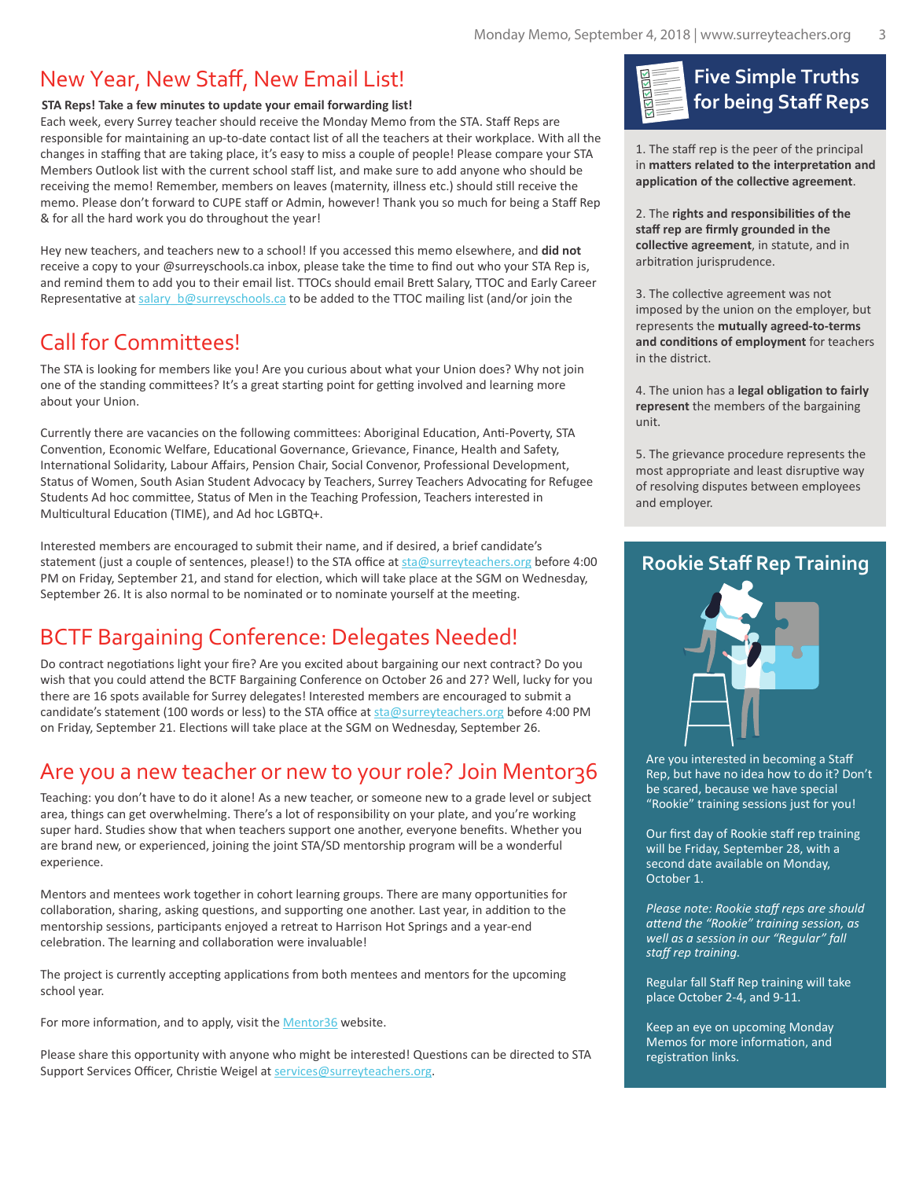# New Year, New Staff, New Email List!

**STA Reps! Take a few minutes to update your email forwarding list!**

Each week, every Surrey teacher should receive the Monday Memo from the STA. Staff Reps are responsible for maintaining an up-to-date contact list of all the teachers at their workplace. With all the changes in staffing that are taking place, it's easy to miss a couple of people! Please compare your STA Members Outlook list with the current school staff list, and make sure to add anyone who should be receiving the memo! Remember, members on leaves (maternity, illness etc.) should still receive the memo. Please don't forward to CUPE staff or Admin, however! Thank you so much for being a Staff Rep & for all the hard work you do throughout the year!

Hey new teachers, and teachers new to a school! If you accessed this memo elsewhere, and **did not** receive a copy to your @surreyschools.ca inbox, please take the time to find out who your STA Rep is, and remind them to add you to their email list. TTOCs should email Brett Salary, TTOC and Early Career Representative at salary_b@surreyschools.ca to be added to the TTOC mailing list (and/or join the

# Call for Committees!

The STA is looking for members like you! Are you curious about what your Union does? Why not join one of the standing committees? It's a great starting point for getting involved and learning more about your Union.

Currently there are vacancies on the following committees: Aboriginal Education, Anti-Poverty, STA Convention, Economic Welfare, Educational Governance, Grievance, Finance, Health and Safety, International Solidarity, Labour Affairs, Pension Chair, Social Convenor, Professional Development, Status of Women, South Asian Student Advocacy by Teachers, Surrey Teachers Advocating for Refugee Students Ad hoc committee, Status of Men in the Teaching Profession, Teachers interested in Multicultural Education (TIME), and Ad hoc LGBTQ+.

Interested members are encouraged to submit their name, and if desired, a brief candidate's statement (just a couple of sentences, please!) to the STA office at sta@surreyteachers.org before 4:00 PM on Friday, September 21, and stand for election, which will take place at the SGM on Wednesday, September 26. It is also normal to be nominated or to nominate yourself at the meeting.

# BCTF Bargaining Conference: Delegates Needed!

Do contract negotiations light your fire? Are you excited about bargaining our next contract? Do you wish that you could attend the BCTF Bargaining Conference on October 26 and 27? Well, lucky for you there are 16 spots available for Surrey delegates! Interested members are encouraged to submit a candidate's statement (100 words or less) to the STA office at sta@surreyteachers.org before 4:00 PM on Friday, September 21. Elections will take place at the SGM on Wednesday, September 26.

# Are you a new teacher or new to your role? Join Mentor36

Teaching: you don't have to do it alone! As a new teacher, or someone new to a grade level or subject area, things can get overwhelming. There's a lot of responsibility on your plate, and you're working super hard. Studies show that when teachers support one another, everyone benefits. Whether you are brand new, or experienced, joining the joint STA/SD mentorship program will be a wonderful experience.

Mentors and mentees work together in cohort learning groups. There are many opportunities for collaboration, sharing, asking questions, and supporting one another. Last year, in addition to the mentorship sessions, participants enjoyed a retreat to Harrison Hot Springs and a year-end celebration. The learning and collaboration were invaluable!

The project is currently accepting applications from both mentees and mentors for the upcoming school year.

For more information, and to apply, visit the Mentor36 website.

Please share this opportunity with anyone who might be interested! Questions can be directed to STA Support Services Officer, Christie Weigel at services@surreyteachers.org.

## Five Simple Truths for being Staff Reps

1. The staff rep is the peer of the principal in **matters related to the interpretation and application of the collective agreement**.

2. The **rights and responsibilities of the staff rep are firmly grounded in the collective agreement**, in statute, and in arbitration jurisprudence.

3. The collective agreement was not imposed by the union on the employer, but represents the **mutually agreed-to-terms and conditions of employment** for teachers in the district.

4. The union has a **legal obligation to fairly represent** the members of the bargaining unit.

5. The grievance procedure represents the most appropriate and least disruptive way of resolving disputes between employees and employer.

## Rookie Staff Rep Training

Are you interested in becoming a Staff Rep, but have no idea how to do it? Don't be scared, because we have special "Rookie" training sessions just for you!

Our first day of Rookie staff rep training will be Friday, September 28, with a second date available on Monday, October 1.

*Please note: Rookie staff reps are should attend the "Rookie" training session, as well as a session in our "Regular" fall staff rep training.*

Regular fall Staff Rep training will take place October 2-4, and 9-11.

Keep an eye on upcoming Monday Memos for more information, and registration links.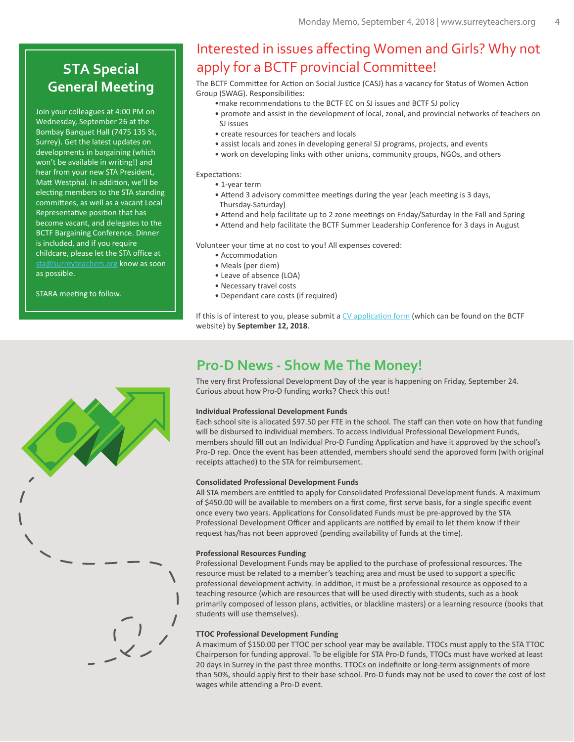## STA Special General Meeting

Join your colleagues at 4:00 PM on Wednesday, September 26 at the Bombay Banquet Hall (7475 135 St, Surrey). Get the latest updates on developments in bargaining (which won't be available in writing!) and hear from your new STA President, Matt Westphal. In addition, we'll be electing members to the STA standing committees, as well as a vacant Local Representative position that has become vacant, and delegates to the BCTF Bargaining Conference. Dinner is included, and if you require childcare, please let the STA office at sta@surreyteachers.org know as soon as possible.

STARA meeting to follow.

## Interested in issues affecting Women and Girls? Why not apply for a BCTF provincial Committee!

The BCTF Committee for Action on Social Justice (CASJ) has a vacancy for Status of Women Action Group (SWAG). Responsibilities:

- make recommendations to the BCTF EC on SJ issues and BCTF SJ policy
- promote and assist in the development of local, zonal, and provincial networks of teachers on SJ issues
- create resources for teachers and locals
- assist locals and zones in developing general SJ programs, projects, and events
- work on developing links with other unions, community groups, NGOs, and others

Expectations:

- 1-year term
- Attend 3 advisory committee meetings during the year (each meeting is 3 days, Thursday-Saturday)
- Attend and help facilitate up to 2 zone meetings on Friday/Saturday in the Fall and Spring
- Attend and help facilitate the BCTF Summer Leadership Conference for 3 days in August

Volunteer your time at no cost to you! All expenses covered:

- Accommodation
- Meals (per diem)
- Leave of absence (LOA)
- Necessary travel costs
- Dependant care costs (if required)

If this is of interest to you, please submit a CV application form (which can be found on the BCTF website) by **September 12, 2018**.

## Pro-D News - Show Me The Money!

The very first Professional Development Day of the year is happening on Friday, September 24. Curious about how Pro-D funding works? Check this out!

**Individual Professional Development Funds**

Each school site is allocated $97.50 per FTE in the school. The staff can then vote on how that funding will be disbursed to individual members. To access Individual Professional Development Funds, members should fill out an Individual Pro-D Funding Application and have it approved by the school's Pro-D rep. Once the event has been attended, members should send the approved form (with original receipts attached) to the STA for reimbursement.

**Consolidated Professional Development Funds**

All STA members are entitled to apply for Consolidated Professional Development funds. A maximum of $450.00 will be available to members on a first come, first serve basis, for a single specific event once every two years. Applications for Consolidated Funds must be pre-approved by the STA Professional Development Officer and applicants are notified by email to let them know if their request has/has not been approved (pending availability of funds at the time).

**Professional Resources Funding**

Professional Development Funds may be applied to the purchase of professional resources. The resource must be related to a member's teaching area and must be used to support a specific professional development activity. In addition, it must be a professional resource as opposed to a teaching resource (which are resources that will be used directly with students, such as a book primarily composed of lesson plans, activities, or blackline masters) or a learning resource (books that students will use themselves).

**TTOC Professional Development Funding**

A maximum of $150.00 per TTOC per school year may be available. TTOCs must apply to the STA TTOC Chairperson for funding approval. To be eligible for STA Pro-D funds, TTOCs must have worked at least 20 days in Surrey in the past three months. TTOCs on indefinite or long-term assignments of more than 50%, should apply first to their base school. Pro-D funds may not be used to cover the cost of lost wages while attending a Pro-D event.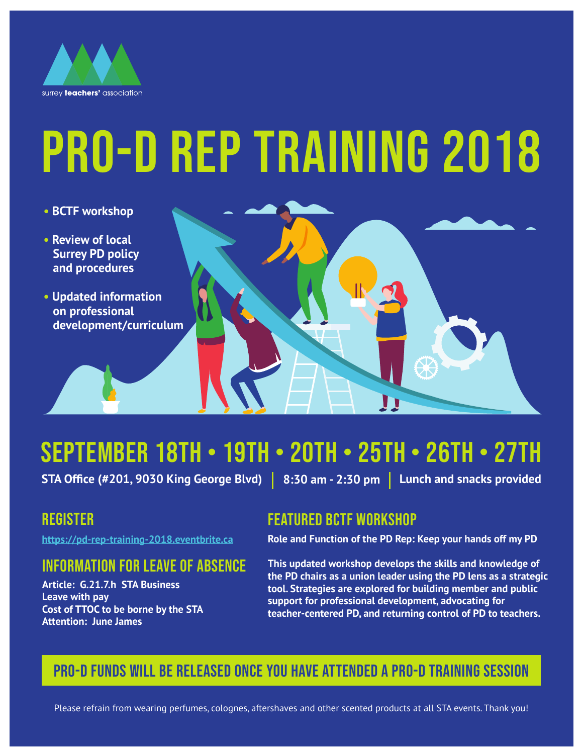surrey **teachers'** association

# PRO-D REP TRAINING 2018

- **BCTF workshop**
- **Review of local Surrey PD policy and procedures**
- **Updated information on professional development/curriculum**

## SEPTEMBER 18TH • 19TH • 20TH • 25TH • 26TH • 27TH

**STA Office (#201, 9030 King George Blvd) | 8:30 am - 2:30 pm | Lunch and snacks provided**

## REGISTER

https://pd-rep-training-2018.eventbrite.ca

## INFORMATION FOR LEAVE OF ABSENCE

**Article: G.21.7.h STA Business**
**Leave with pay**
**Cost of TTOC to be borne by the STA**
**Attention: June James**

## FEATURED BCTF WORKSHOP

**Role and Function of the PD Rep: Keep your hands off my PD**

**This updated workshop develops the skills and knowledge of the PD chairs as a union leader using the PD lens as a strategic tool. Strategies are explored for building member and public support for professional development, advocating for teacher-centered PD, and returning control of PD to teachers.**

## PRO-D FUNDS WILL BE RELEASED ONCE YOU HAVE ATTENDED A PRO-D TRAINING SESSION

Please refrain from wearing perfumes, colognes, aftershaves and other scented products at all STA events. Thank you!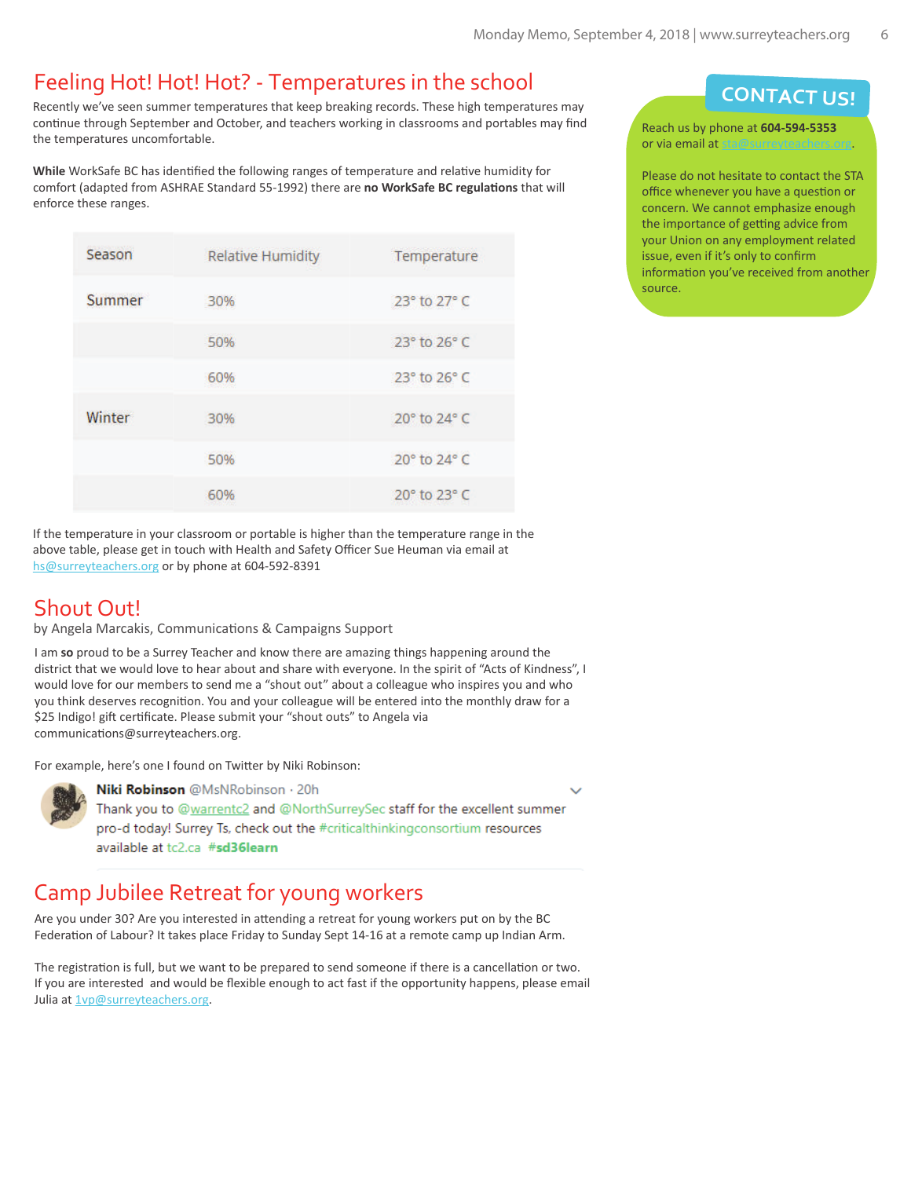# Feeling Hot! Hot! Hot? - Temperatures in the school

Recently we've seen summer temperatures that keep breaking records. These high temperatures may continue through September and October, and teachers working in classrooms and portables may find the temperatures uncomfortable.

**While** WorkSafe BC has identified the following ranges of temperature and relative humidity for comfort (adapted from ASHRAE Standard 55-1992) there are **no WorkSafe BC regulations** that will enforce these ranges.

| Season | Relative Humidity | Temperature |
|---|---|---|
| Summer | 30% | 23° to 27° C |
| | 50% | 23° to 26° C |
| | 60% | 23° to 26° C |
| Winter | 30% | 20° to 24° C |
| | 50% | 20° to 24° C |
| | 60% | 20° to 23° C |

If the temperature in your classroom or portable is higher than the temperature range in the above table, please get in touch with Health and Safety Officer Sue Heuman via email at hs@surreyteachers.org or by phone at 604-592-8391

# Shout Out!

by Angela Marcakis, Communications & Campaigns Support

I am **so** proud to be a Surrey Teacher and know there are amazing things happening around the district that we would love to hear about and share with everyone. In the spirit of "Acts of Kindness", I would love for our members to send me a "shout out" about a colleague who inspires you and who you think deserves recognition. You and your colleague will be entered into the monthly draw for a $25 Indigo! gift certificate. Please submit your "shout outs" to Angela via communications@surreyteachers.org.

For example, here's one I found on Twitter by Niki Robinson:

**Niki Robinson** @MsNRobinson · 20h
Thank you to @warrentc2 and @NorthSurreySec staff for the excellent summer pro-d today! Surrey Ts, check out the #criticalthinkingconsortium resources available at tc2.ca **#sd36learn**

# Camp Jubilee Retreat for young workers

Are you under 30? Are you interested in attending a retreat for young workers put on by the BC Federation of Labour? It takes place Friday to Sunday Sept 14-16 at a remote camp up Indian Arm.

The registration is full, but we want to be prepared to send someone if there is a cancellation or two. If you are interested and would be flexible enough to act fast if the opportunity happens, please email Julia at 1vp@surreyteachers.org.

## CONTACT US!

Reach us by phone at **604-594-5353** or via email at sta@surreyteachers.org.

Please do not hesitate to contact the STA office whenever you have a question or concern. We cannot emphasize enough the importance of getting advice from your Union on any employment related issue, even if it's only to confirm information you've received from another source.